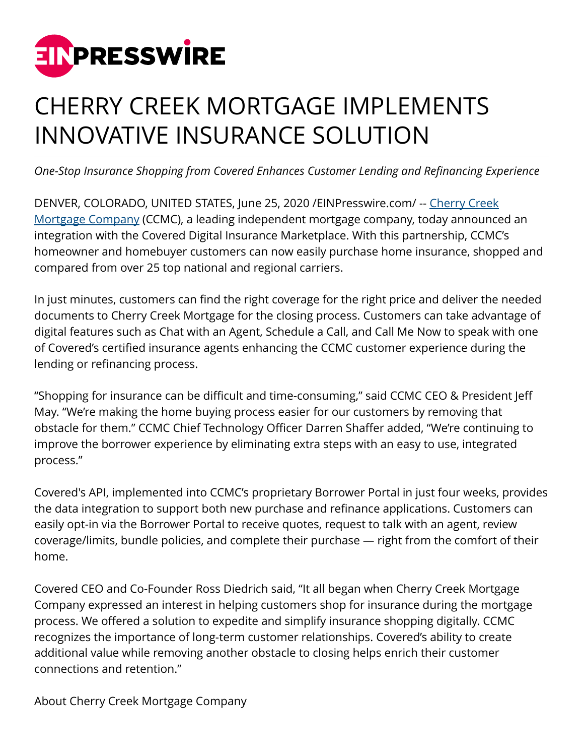# CHERRY CREEK MORTGAGE IMPLEMENTS INNOVATIVE INSURANCE SOLUTION

*One-Stop Insurance Shopping from Covered Enhances Customer Lending and Refinancing Experience*

DENVER, COLORADO, UNITED STATES, June 25, 2020 /EINPresswire.com/ -- Cherry Creek Mortgage Company (CCMC), a leading independent mortgage company, today announced an integration with the Covered Digital Insurance Marketplace. With this partnership, CCMC's homeowner and homebuyer customers can now easily purchase home insurance, shopped and compared from over 25 top national and regional carriers.

In just minutes, customers can find the right coverage for the right price and deliver the needed documents to Cherry Creek Mortgage for the closing process. Customers can take advantage of digital features such as Chat with an Agent, Schedule a Call, and Call Me Now to speak with one of Covered's certified insurance agents enhancing the CCMC customer experience during the lending or refinancing process.

"Shopping for insurance can be difficult and time-consuming," said CCMC CEO & President Jeff May. "We're making the home buying process easier for our customers by removing that obstacle for them." CCMC Chief Technology Officer Darren Shaffer added, "We're continuing to improve the borrower experience by eliminating extra steps with an easy to use, integrated process."

Covered's API, implemented into CCMC's proprietary Borrower Portal in just four weeks, provides the data integration to support both new purchase and refinance applications. Customers can easily opt-in via the Borrower Portal to receive quotes, request to talk with an agent, review coverage/limits, bundle policies, and complete their purchase — right from the comfort of their home.

Covered CEO and Co-Founder Ross Diedrich said, "It all began when Cherry Creek Mortgage Company expressed an interest in helping customers shop for insurance during the mortgage process. We offered a solution to expedite and simplify insurance shopping digitally. CCMC recognizes the importance of long-term customer relationships. Covered's ability to create additional value while removing another obstacle to closing helps enrich their customer connections and retention."

About Cherry Creek Mortgage Company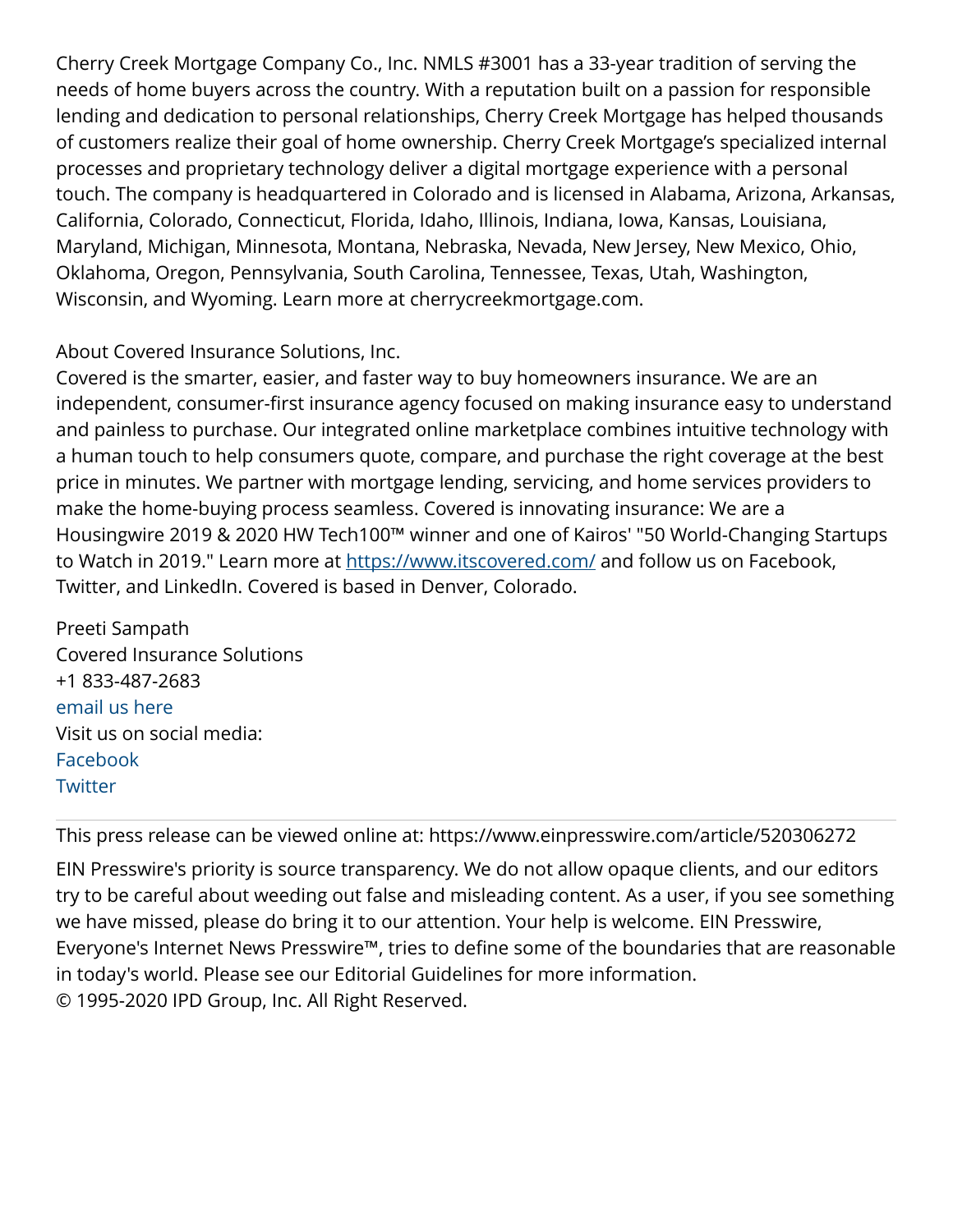Cherry Creek Mortgage Company Co., Inc. NMLS #3001 has a 33-year tradition of serving the needs of home buyers across the country. With a reputation built on a passion for responsible lending and dedication to personal relationships, Cherry Creek Mortgage has helped thousands of customers realize their goal of home ownership. Cherry Creek Mortgage's specialized internal processes and proprietary technology deliver a digital mortgage experience with a personal touch. The company is headquartered in Colorado and is licensed in Alabama, Arizona, Arkansas, California, Colorado, Connecticut, Florida, Idaho, Illinois, Indiana, Iowa, Kansas, Louisiana, Maryland, Michigan, Minnesota, Montana, Nebraska, Nevada, New Jersey, New Mexico, Ohio, Oklahoma, Oregon, Pennsylvania, South Carolina, Tennessee, Texas, Utah, Washington, Wisconsin, and Wyoming. Learn more at cherrycreekmortgage.com.

About Covered Insurance Solutions, Inc.

Covered is the smarter, easier, and faster way to buy homeowners insurance. We are an independent, consumer-first insurance agency focused on making insurance easy to understand and painless to purchase. Our integrated online marketplace combines intuitive technology with a human touch to help consumers quote, compare, and purchase the right coverage at the best price in minutes. We partner with mortgage lending, servicing, and home services providers to make the home-buying process seamless. Covered is innovating insurance: We are a Housingwire 2019 & 2020 HW Tech100™ winner and one of Kairos' "50 World-Changing Startups to Watch in 2019." Learn more at https://www.itscovered.com/ and follow us on Facebook, Twitter, and LinkedIn. Covered is based in Denver, Colorado.

Preeti Sampath
Covered Insurance Solutions
+1 833-487-2683
email us here
Visit us on social media:
Facebook
Twitter

---

This press release can be viewed online at: https://www.einpresswire.com/article/520306272

EIN Presswire's priority is source transparency. We do not allow opaque clients, and our editors try to be careful about weeding out false and misleading content. As a user, if you see something we have missed, please do bring it to our attention. Your help is welcome. EIN Presswire, Everyone's Internet News Presswire™, tries to define some of the boundaries that are reasonable in today's world. Please see our Editorial Guidelines for more information.
© 1995-2020 IPD Group, Inc. All Right Reserved.